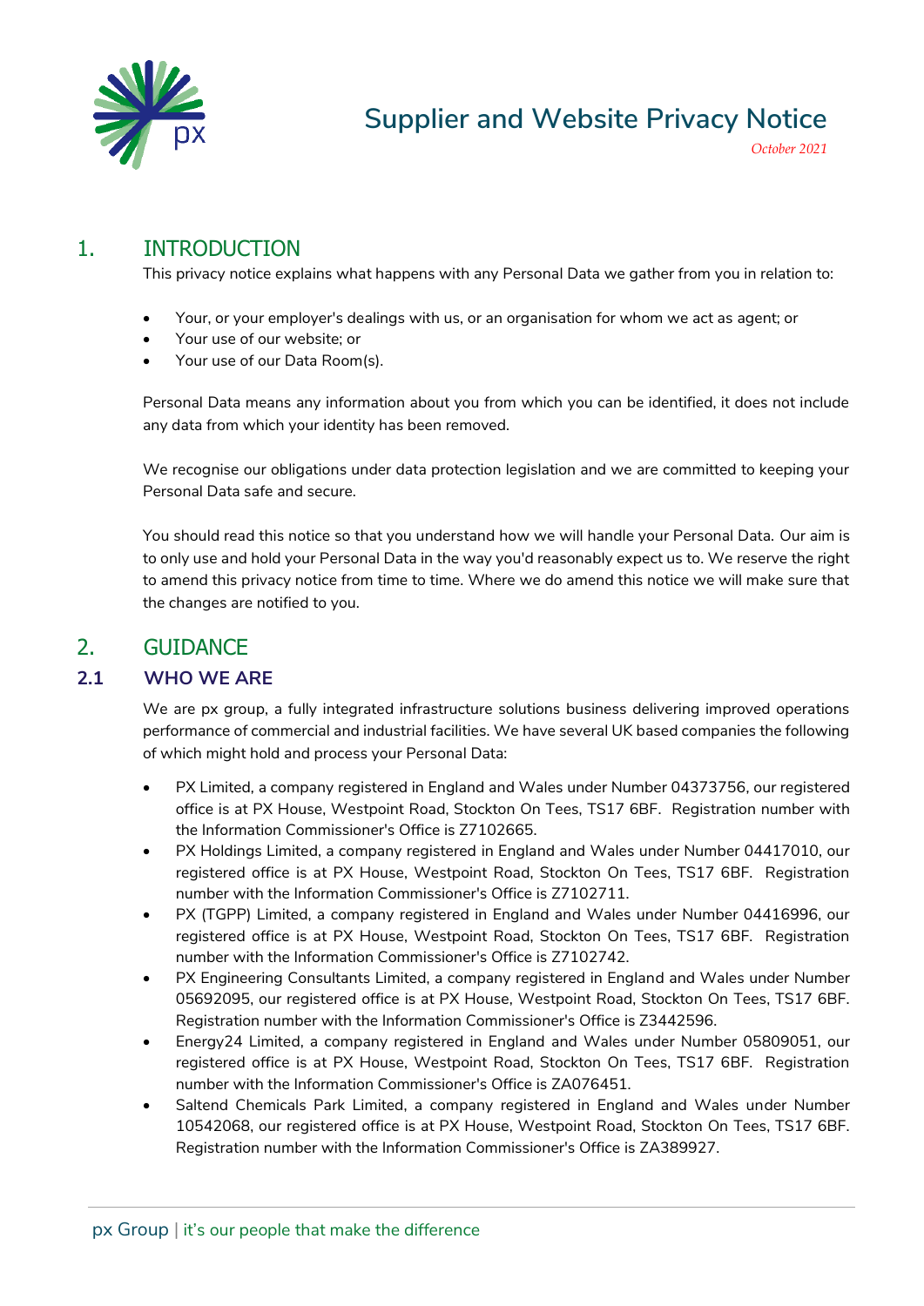# Supplier and Website Privacy Notice

*October 2021*

## 1. INTRODUCTION

This privacy notice explains what happens with any Personal Data we gather from you in relation to:

- Your, or your employer's dealings with us, or an organisation for whom we act as agent; or
- Your use of our website; or
- Your use of our Data Room(s).

Personal Data means any information about you from which you can be identified, it does not include any data from which your identity has been removed.

We recognise our obligations under data protection legislation and we are committed to keeping your Personal Data safe and secure.

You should read this notice so that you understand how we will handle your Personal Data. Our aim is to only use and hold your Personal Data in the way you'd reasonably expect us to. We reserve the right to amend this privacy notice from time to time. Where we do amend this notice we will make sure that the changes are notified to you.

## 2. GUIDANCE

### 2.1 WHO WE ARE

We are px group, a fully integrated infrastructure solutions business delivering improved operations performance of commercial and industrial facilities. We have several UK based companies the following of which might hold and process your Personal Data:

- PX Limited, a company registered in England and Wales under Number 04373756, our registered office is at PX House, Westpoint Road, Stockton On Tees, TS17 6BF. Registration number with the Information Commissioner's Office is Z7102665.
- PX Holdings Limited, a company registered in England and Wales under Number 04417010, our registered office is at PX House, Westpoint Road, Stockton On Tees, TS17 6BF. Registration number with the Information Commissioner's Office is Z7102711.
- PX (TGPP) Limited, a company registered in England and Wales under Number 04416996, our registered office is at PX House, Westpoint Road, Stockton On Tees, TS17 6BF. Registration number with the Information Commissioner's Office is Z7102742.
- PX Engineering Consultants Limited, a company registered in England and Wales under Number 05692095, our registered office is at PX House, Westpoint Road, Stockton On Tees, TS17 6BF. Registration number with the Information Commissioner's Office is Z3442596.
- Energy24 Limited, a company registered in England and Wales under Number 05809051, our registered office is at PX House, Westpoint Road, Stockton On Tees, TS17 6BF. Registration number with the Information Commissioner's Office is ZA076451.
- Saltend Chemicals Park Limited, a company registered in England and Wales under Number 10542068, our registered office is at PX House, Westpoint Road, Stockton On Tees, TS17 6BF. Registration number with the Information Commissioner's Office is ZA389927.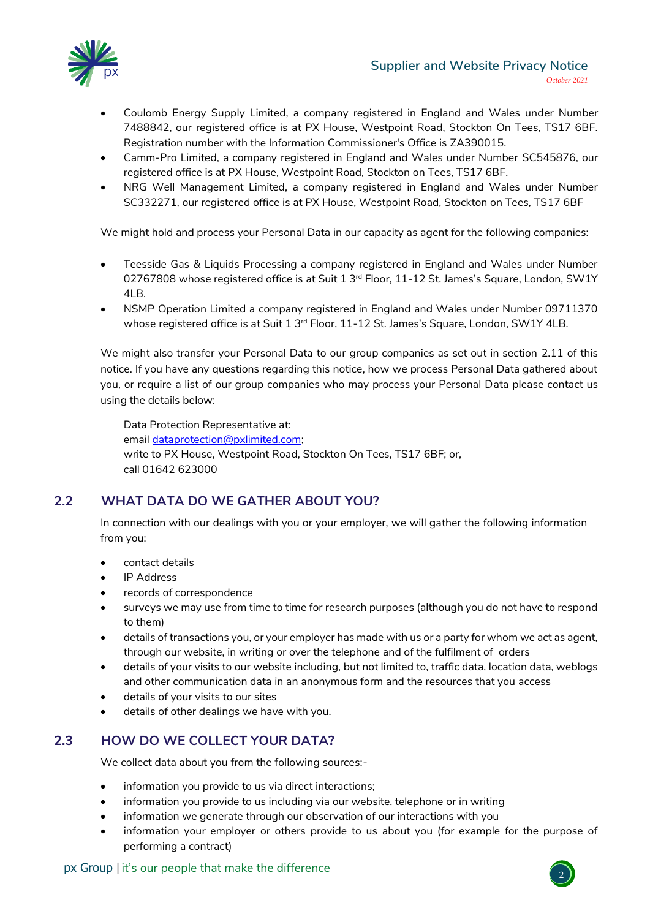- Coulomb Energy Supply Limited, a company registered in England and Wales under Number 7488842, our registered office is at PX House, Westpoint Road, Stockton On Tees, TS17 6BF. Registration number with the Information Commissioner's Office is ZA390015.
- Camm-Pro Limited, a company registered in England and Wales under Number SC545876, our registered office is at PX House, Westpoint Road, Stockton on Tees, TS17 6BF.
- NRG Well Management Limited, a company registered in England and Wales under Number SC332271, our registered office is at PX House, Westpoint Road, Stockton on Tees, TS17 6BF

We might hold and process your Personal Data in our capacity as agent for the following companies:

- Teesside Gas & Liquids Processing a company registered in England and Wales under Number 02767808 whose registered office is at Suit 1 3rd Floor, 11-12 St. James's Square, London, SW1Y 4LB.
- NSMP Operation Limited a company registered in England and Wales under Number 09711370 whose registered office is at Suit 1 3rd Floor, 11-12 St. James's Square, London, SW1Y 4LB.

We might also transfer your Personal Data to our group companies as set out in section 2.11 of this notice. If you have any questions regarding this notice, how we process Personal Data gathered about you, or require a list of our group companies who may process your Personal Data please contact us using the details below:

Data Protection Representative at:
email dataprotection@pxlimited.com;
write to PX House, Westpoint Road, Stockton On Tees, TS17 6BF; or,
call 01642 623000

## 2.2 WHAT DATA DO WE GATHER ABOUT YOU?

In connection with our dealings with you or your employer, we will gather the following information from you:

- contact details
- IP Address
- records of correspondence
- surveys we may use from time to time for research purposes (although you do not have to respond to them)
- details of transactions you, or your employer has made with us or a party for whom we act as agent, through our website, in writing or over the telephone and of the fulfilment of orders
- details of your visits to our website including, but not limited to, traffic data, location data, weblogs and other communication data in an anonymous form and the resources that you access
- details of your visits to our sites
- details of other dealings we have with you.

## 2.3 HOW DO WE COLLECT YOUR DATA?

We collect data about you from the following sources:-

- information you provide to us via direct interactions;
- information you provide to us including via our website, telephone or in writing
- information we generate through our observation of our interactions with you
- information your employer or others provide to us about you (for example for the purpose of performing a contract)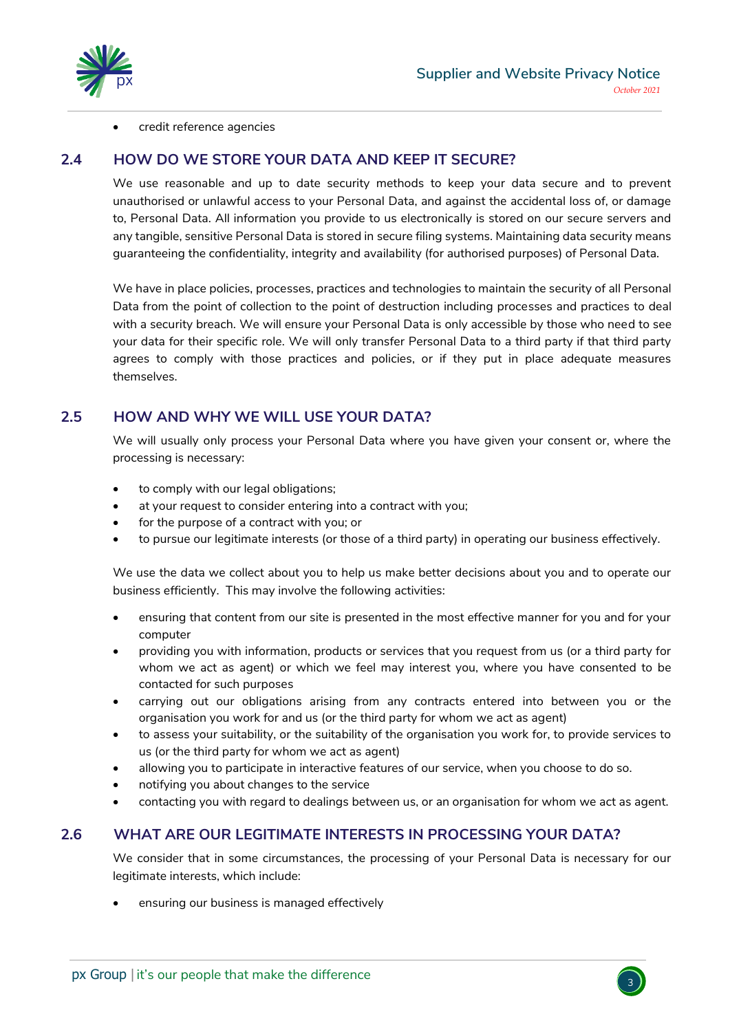- credit reference agencies

## 2.4 HOW DO WE STORE YOUR DATA AND KEEP IT SECURE?

We use reasonable and up to date security methods to keep your data secure and to prevent unauthorised or unlawful access to your Personal Data, and against the accidental loss of, or damage to, Personal Data. All information you provide to us electronically is stored on our secure servers and any tangible, sensitive Personal Data is stored in secure filing systems. Maintaining data security means guaranteeing the confidentiality, integrity and availability (for authorised purposes) of Personal Data.

We have in place policies, processes, practices and technologies to maintain the security of all Personal Data from the point of collection to the point of destruction including processes and practices to deal with a security breach. We will ensure your Personal Data is only accessible by those who need to see your data for their specific role. We will only transfer Personal Data to a third party if that third party agrees to comply with those practices and policies, or if they put in place adequate measures themselves.

## 2.5 HOW AND WHY WE WILL USE YOUR DATA?

We will usually only process your Personal Data where you have given your consent or, where the processing is necessary:

- to comply with our legal obligations;
- at your request to consider entering into a contract with you;
- for the purpose of a contract with you; or
- to pursue our legitimate interests (or those of a third party) in operating our business effectively.

We use the data we collect about you to help us make better decisions about you and to operate our business efficiently. This may involve the following activities:

- ensuring that content from our site is presented in the most effective manner for you and for your computer
- providing you with information, products or services that you request from us (or a third party for whom we act as agent) or which we feel may interest you, where you have consented to be contacted for such purposes
- carrying out our obligations arising from any contracts entered into between you or the organisation you work for and us (or the third party for whom we act as agent)
- to assess your suitability, or the suitability of the organisation you work for, to provide services to us (or the third party for whom we act as agent)
- allowing you to participate in interactive features of our service, when you choose to do so.
- notifying you about changes to the service
- contacting you with regard to dealings between us, or an organisation for whom we act as agent.

## 2.6 WHAT ARE OUR LEGITIMATE INTERESTS IN PROCESSING YOUR DATA?

We consider that in some circumstances, the processing of your Personal Data is necessary for our legitimate interests, which include:

- ensuring our business is managed effectively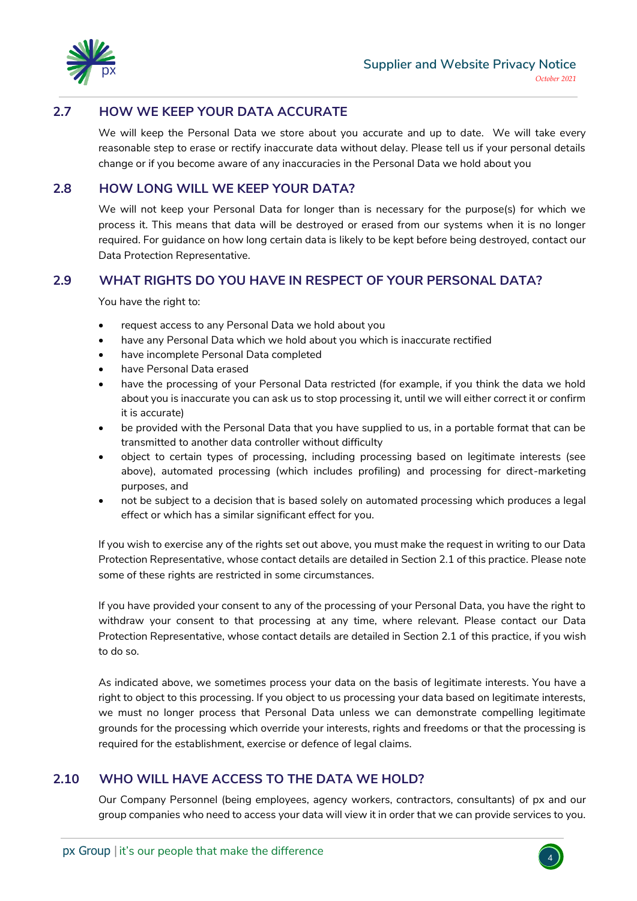## 2.7 HOW WE KEEP YOUR DATA ACCURATE

We will keep the Personal Data we store about you accurate and up to date. We will take every reasonable step to erase or rectify inaccurate data without delay. Please tell us if your personal details change or if you become aware of any inaccuracies in the Personal Data we hold about you

## 2.8 HOW LONG WILL WE KEEP YOUR DATA?

We will not keep your Personal Data for longer than is necessary for the purpose(s) for which we process it. This means that data will be destroyed or erased from our systems when it is no longer required. For guidance on how long certain data is likely to be kept before being destroyed, contact our Data Protection Representative.

## 2.9 WHAT RIGHTS DO YOU HAVE IN RESPECT OF YOUR PERSONAL DATA?

You have the right to:

- request access to any Personal Data we hold about you
- have any Personal Data which we hold about you which is inaccurate rectified
- have incomplete Personal Data completed
- have Personal Data erased
- have the processing of your Personal Data restricted (for example, if you think the data we hold about you is inaccurate you can ask us to stop processing it, until we will either correct it or confirm it is accurate)
- be provided with the Personal Data that you have supplied to us, in a portable format that can be transmitted to another data controller without difficulty
- object to certain types of processing, including processing based on legitimate interests (see above), automated processing (which includes profiling) and processing for direct-marketing purposes, and
- not be subject to a decision that is based solely on automated processing which produces a legal effect or which has a similar significant effect for you.

If you wish to exercise any of the rights set out above, you must make the request in writing to our Data Protection Representative, whose contact details are detailed in Section 2.1 of this practice. Please note some of these rights are restricted in some circumstances.

If you have provided your consent to any of the processing of your Personal Data, you have the right to withdraw your consent to that processing at any time, where relevant. Please contact our Data Protection Representative, whose contact details are detailed in Section 2.1 of this practice, if you wish to do so.

As indicated above, we sometimes process your data on the basis of legitimate interests. You have a right to object to this processing. If you object to us processing your data based on legitimate interests, we must no longer process that Personal Data unless we can demonstrate compelling legitimate grounds for the processing which override your interests, rights and freedoms or that the processing is required for the establishment, exercise or defence of legal claims.

## 2.10 WHO WILL HAVE ACCESS TO THE DATA WE HOLD?

Our Company Personnel (being employees, agency workers, contractors, consultants) of px and our group companies who need to access your data will view it in order that we can provide services to you.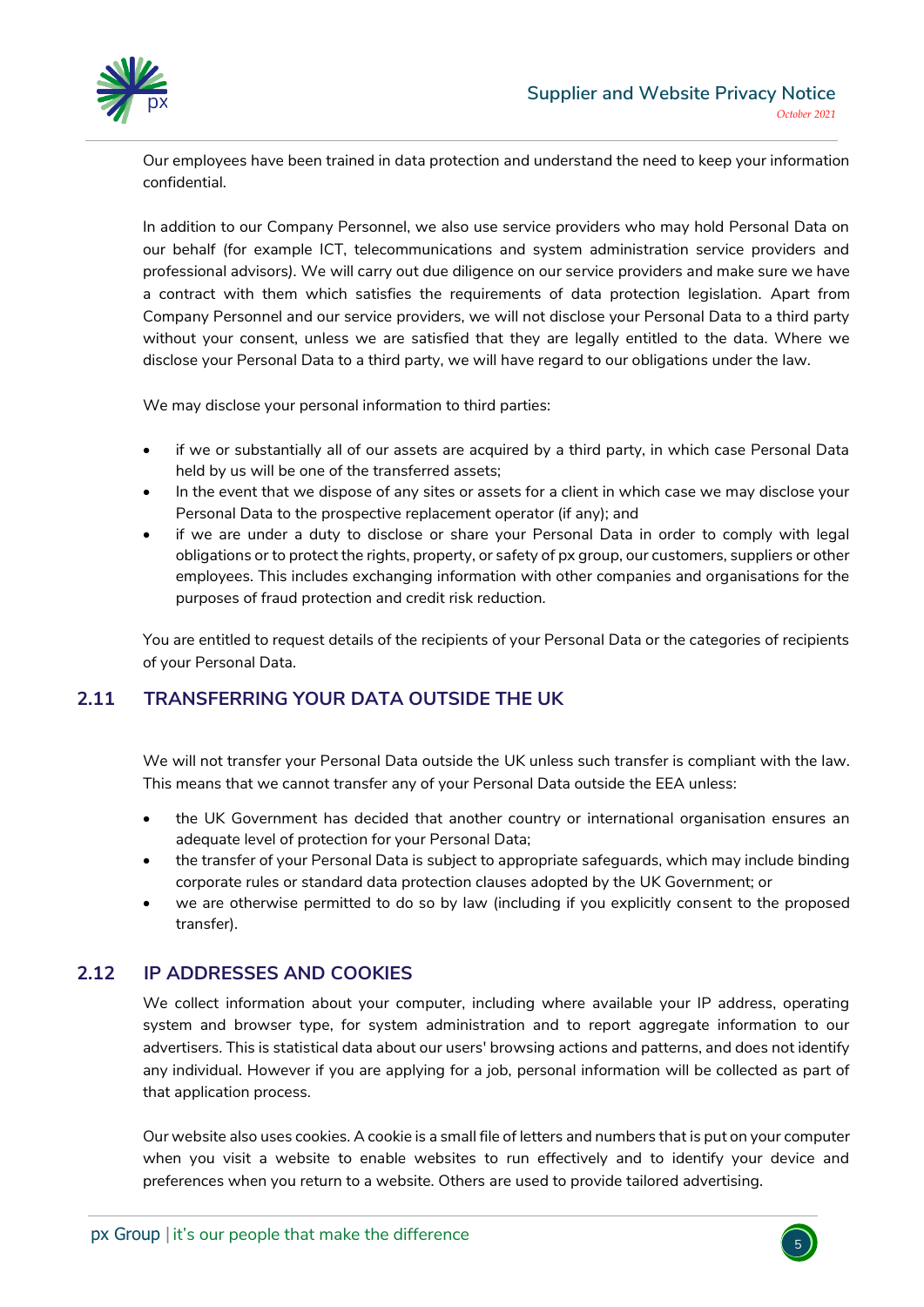Our employees have been trained in data protection and understand the need to keep your information confidential.

In addition to our Company Personnel, we also use service providers who may hold Personal Data on our behalf (for example ICT, telecommunications and system administration service providers and professional advisors). We will carry out due diligence on our service providers and make sure we have a contract with them which satisfies the requirements of data protection legislation. Apart from Company Personnel and our service providers, we will not disclose your Personal Data to a third party without your consent, unless we are satisfied that they are legally entitled to the data. Where we disclose your Personal Data to a third party, we will have regard to our obligations under the law.

We may disclose your personal information to third parties:

- if we or substantially all of our assets are acquired by a third party, in which case Personal Data held by us will be one of the transferred assets;
- In the event that we dispose of any sites or assets for a client in which case we may disclose your Personal Data to the prospective replacement operator (if any); and
- if we are under a duty to disclose or share your Personal Data in order to comply with legal obligations or to protect the rights, property, or safety of px group, our customers, suppliers or other employees. This includes exchanging information with other companies and organisations for the purposes of fraud protection and credit risk reduction.

You are entitled to request details of the recipients of your Personal Data or the categories of recipients of your Personal Data.

## 2.11 TRANSFERRING YOUR DATA OUTSIDE THE UK

We will not transfer your Personal Data outside the UK unless such transfer is compliant with the law. This means that we cannot transfer any of your Personal Data outside the EEA unless:

- the UK Government has decided that another country or international organisation ensures an adequate level of protection for your Personal Data;
- the transfer of your Personal Data is subject to appropriate safeguards, which may include binding corporate rules or standard data protection clauses adopted by the UK Government; or
- we are otherwise permitted to do so by law (including if you explicitly consent to the proposed transfer).

## 2.12 IP ADDRESSES AND COOKIES

We collect information about your computer, including where available your IP address, operating system and browser type, for system administration and to report aggregate information to our advertisers. This is statistical data about our users' browsing actions and patterns, and does not identify any individual. However if you are applying for a job, personal information will be collected as part of that application process.

Our website also uses cookies. A cookie is a small file of letters and numbers that is put on your computer when you visit a website to enable websites to run effectively and to identify your device and preferences when you return to a website. Others are used to provide tailored advertising.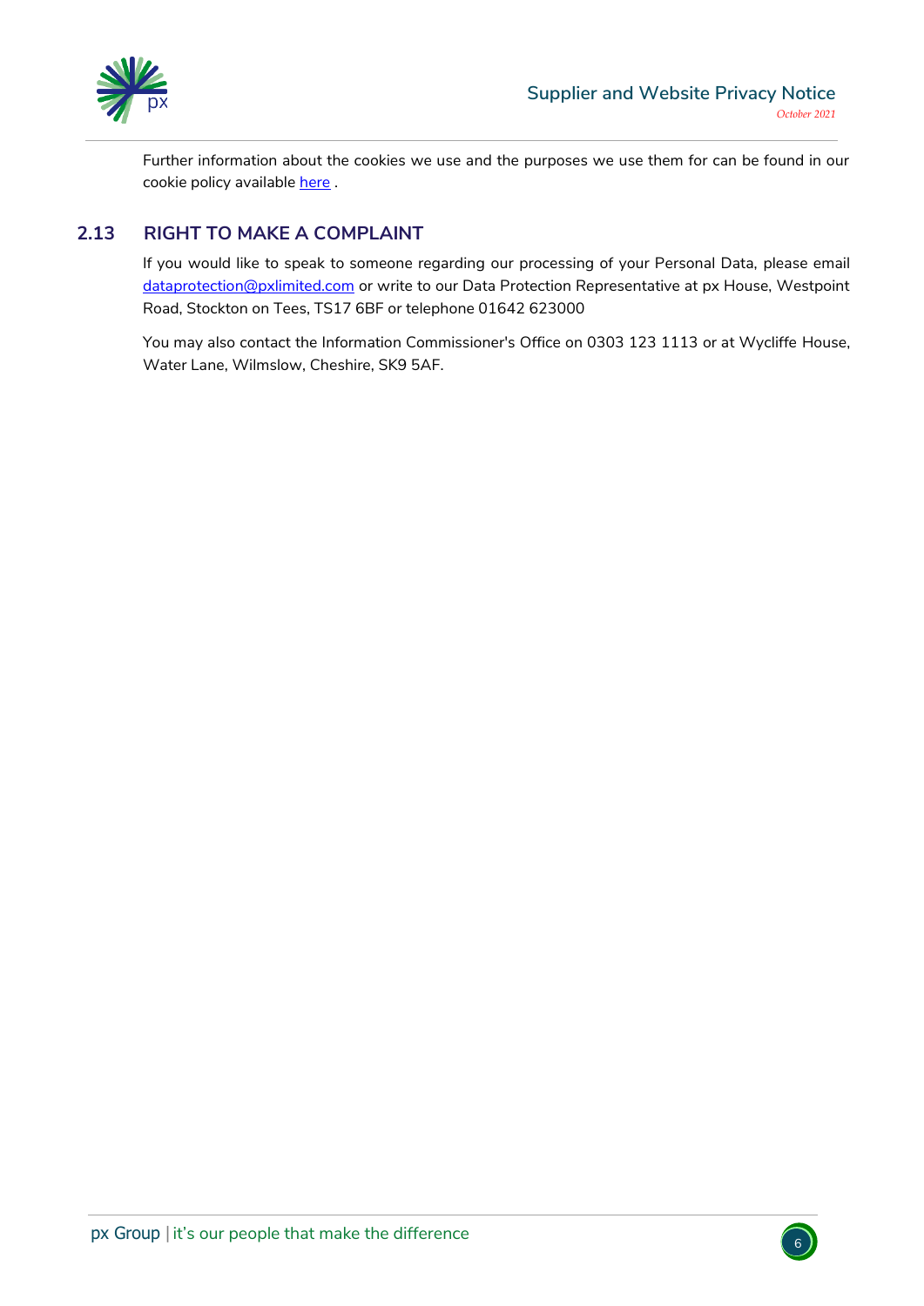Further information about the cookies we use and the purposes we use them for can be found in our cookie policy available here .

## 2.13 RIGHT TO MAKE A COMPLAINT

If you would like to speak to someone regarding our processing of your Personal Data, please email dataprotection@pxlimited.com or write to our Data Protection Representative at px House, Westpoint Road, Stockton on Tees, TS17 6BF or telephone 01642 623000

You may also contact the Information Commissioner's Office on 0303 123 1113 or at Wycliffe House, Water Lane, Wilmslow, Cheshire, SK9 5AF.